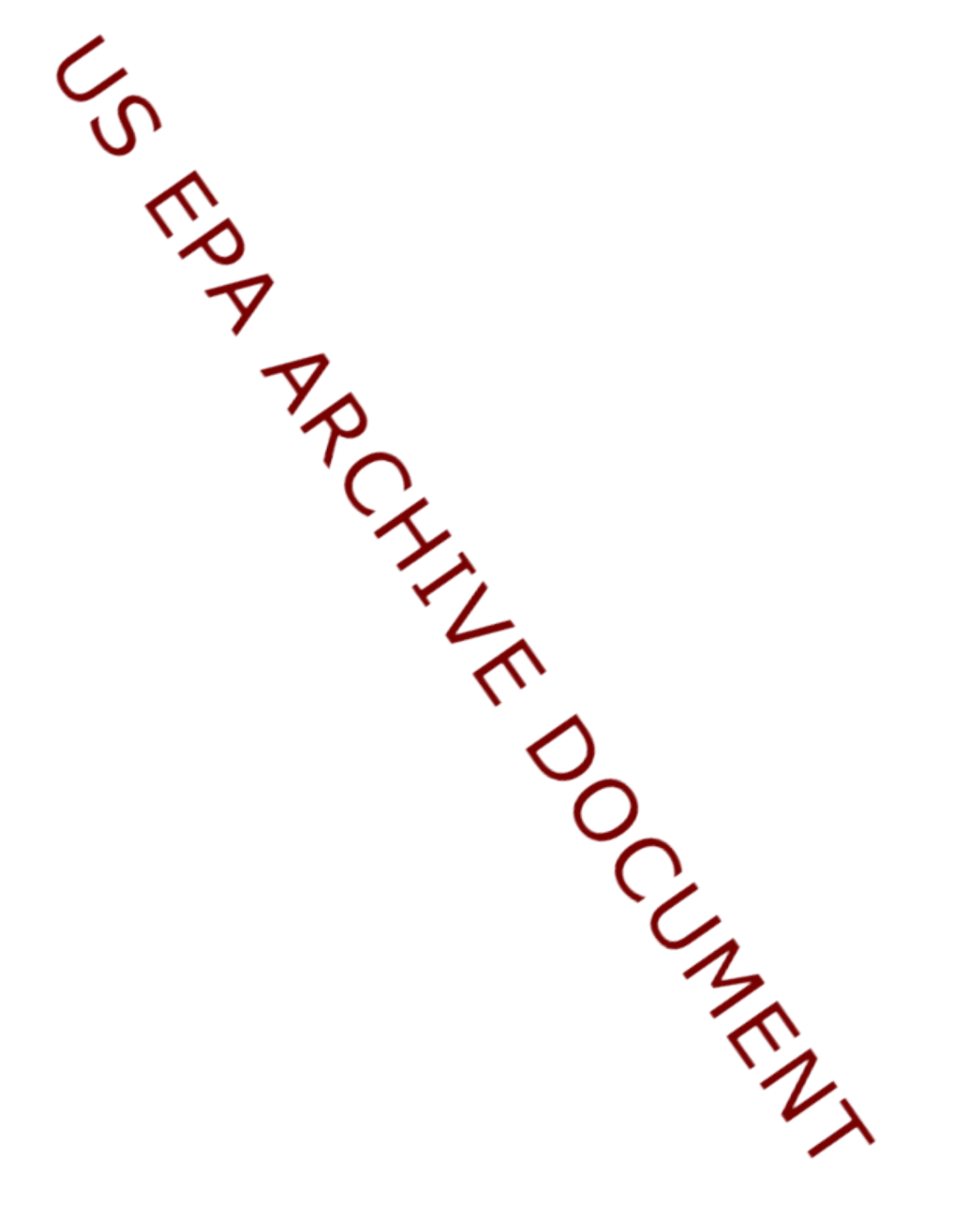US EPA ARCHIVE DOCUMENT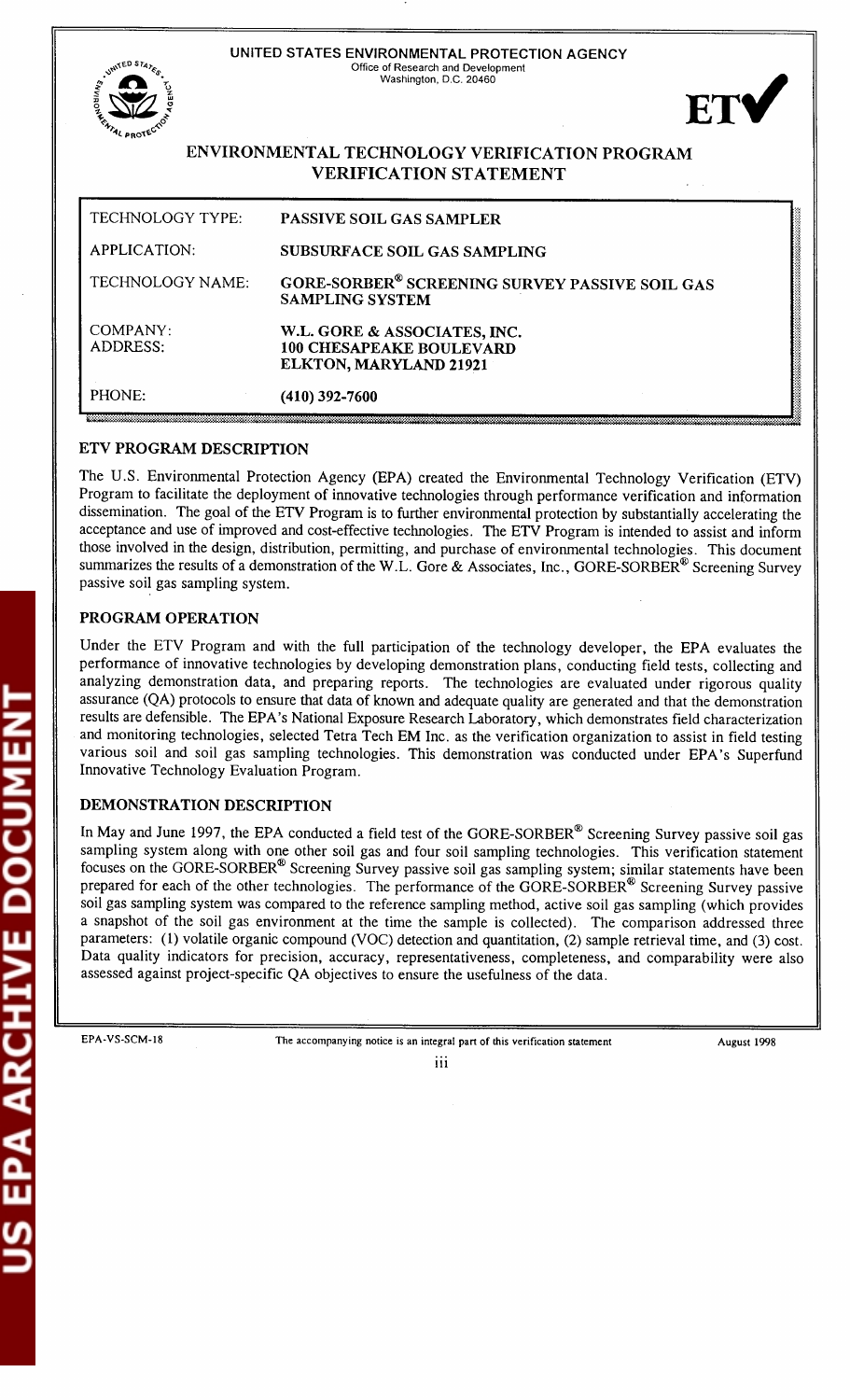UNITED STATES ENVIRONMENTAL PROTECTION AGENCY
Office of Research and Development
Washington, D.C. 20460

ETV✓

# ENVIRONMENTAL TECHNOLOGY VERIFICATION PROGRAM VERIFICATION STATEMENT

| | |
|---|---|
| TECHNOLOGY TYPE: | **PASSIVE SOIL GAS SAMPLER** |
| APPLICATION: | **SUBSURFACE SOIL GAS SAMPLING** |
| TECHNOLOGY NAME: | **GORE-SORBER® SCREENING SURVEY PASSIVE SOIL GAS SAMPLING SYSTEM** |
| COMPANY: ADDRESS: | **W.L. GORE & ASSOCIATES, INC. 100 CHESAPEAKE BOULEVARD ELKTON, MARYLAND 21921** |
| PHONE: | **(410) 392-7600** |

## ETV PROGRAM DESCRIPTION

The U.S. Environmental Protection Agency (EPA) created the Environmental Technology Verification (ETV) Program to facilitate the deployment of innovative technologies through performance verification and information dissemination. The goal of the ETV Program is to further environmental protection by substantially accelerating the acceptance and use of improved and cost-effective technologies. The ETV Program is intended to assist and inform those involved in the design, distribution, permitting, and purchase of environmental technologies. This document summarizes the results of a demonstration of the W.L. Gore & Associates, Inc., GORE-SORBER® Screening Survey passive soil gas sampling system.

## PROGRAM OPERATION

Under the ETV Program and with the full participation of the technology developer, the EPA evaluates the performance of innovative technologies by developing demonstration plans, conducting field tests, collecting and analyzing demonstration data, and preparing reports. The technologies are evaluated under rigorous quality assurance (QA) protocols to ensure that data of known and adequate quality are generated and that the demonstration results are defensible. The EPA's National Exposure Research Laboratory, which demonstrates field characterization and monitoring technologies, selected Tetra Tech EM Inc. as the verification organization to assist in field testing various soil and soil gas sampling technologies. This demonstration was conducted under EPA's Superfund Innovative Technology Evaluation Program.

## DEMONSTRATION DESCRIPTION

In May and June 1997, the EPA conducted a field test of the GORE-SORBER® Screening Survey passive soil gas sampling system along with one other soil gas and four soil sampling technologies. This verification statement focuses on the GORE-SORBER® Screening Survey passive soil gas sampling system; similar statements have been prepared for each of the other technologies. The performance of the GORE-SORBER® Screening Survey passive soil gas sampling system was compared to the reference sampling method, active soil gas sampling (which provides a snapshot of the soil gas environment at the time the sample is collected). The comparison addressed three parameters: (1) volatile organic compound (VOC) detection and quantitation, (2) sample retrieval time, and (3) cost. Data quality indicators for precision, accuracy, representativeness, completeness, and comparability were also assessed against project-specific QA objectives to ensure the usefulness of the data.

EPA-VS-SCM-18 The accompanying notice is an integral part of this verification statement August 1998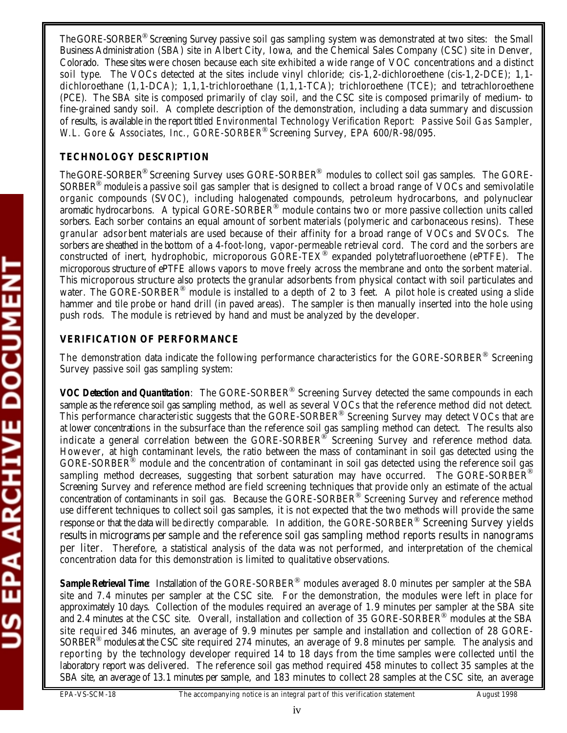The GORE-SORBER® Screening Survey passive soil gas sampling system was demonstrated at two sites: the Small Business Administration (SBA) site in Albert City, Iowa, and the Chemical Sales Company (CSC) site in Denver, Colorado. These sites were chosen because each site exhibited a wide range of VOC concentrations and a distinct soil type. The VOCs detected at the sites include vinyl chloride; cis-1,2-dichloroethene (cis-1,2-DCE); 1,1-dichloroethane (1,1-DCA); 1,1,1-trichloroethane (1,1,1-TCA); trichloroethene (TCE); and tetrachloroethene (PCE). The SBA site is composed primarily of clay soil, and the CSC site is composed primarily of medium- to fine-grained sandy soil. A complete description of the demonstration, including a data summary and discussion of results, is available in the report titled *Environmental Technology Verification Report: Passive Soil Gas Sampler, W.L. Gore & Associates, Inc., GORE-SORBER® Screening Survey*, EPA 600/R-98/095.

## TECHNOLOGY DESCRIPTION

The GORE-SORBER® Screening Survey uses GORE-SORBER® modules to collect soil gas samples. The GORE-SORBER® module is a passive soil gas sampler that is designed to collect a broad range of VOCs and semivolatile organic compounds (SVOC), including halogenated compounds, petroleum hydrocarbons, and polynuclear aromatic hydrocarbons. A typical GORE-SORBER® module contains two or more passive collection units called sorbers. Each sorber contains an equal amount of sorbent materials (polymeric and carbonaceous resins). These granular adsorbent materials are used because of their affinity for a broad range of VOCs and SVOCs. The sorbers are sheathed in the bottom of a 4-foot-long, vapor-permeable retrieval cord. The cord and the sorbers are constructed of inert, hydrophobic, microporous GORE-TEX® expanded polytetrafluoroethene (ePTFE). The microporous structure of ePTFE allows vapors to move freely across the membrane and onto the sorbent material. This microporous structure also protects the granular adsorbents from physical contact with soil particulates and water. The GORE-SORBER® module is installed to a depth of 2 to 3 feet. A pilot hole is created using a slide hammer and tile probe or hand drill (in paved areas). The sampler is then manually inserted into the hole using push rods. The module is retrieved by hand and must be analyzed by the developer.

## VERIFICATION OF PERFORMANCE

The demonstration data indicate the following performance characteristics for the GORE-SORBER® Screening Survey passive soil gas sampling system:

**VOC Detection and Quantitation**: The GORE-SORBER® Screening Survey detected the same compounds in each sample as the reference soil gas sampling method, as well as several VOCs that the reference method did not detect. This performance characteristic suggests that the GORE-SORBER® Screening Survey may detect VOCs that are at lower concentrations in the subsurface than the reference soil gas sampling method can detect. The results also indicate a general correlation between the GORE-SORBER® Screening Survey and reference method data. However, at high contaminant levels, the ratio between the mass of contaminant in soil gas detected using the GORE-SORBER® module and the concentration of contaminant in soil gas detected using the reference soil gas sampling method decreases, suggesting that sorbent saturation may have occurred. The GORE-SORBER® Screening Survey and reference method are field screening techniques that provide only an estimate of the actual concentration of contaminants in soil gas. Because the GORE-SORBER® Screening Survey and reference method use different techniques to collect soil gas samples, it is not expected that the two methods will provide the same response or that the data will be directly comparable. In addition, the GORE-SORBER® Screening Survey yields results in micrograms per sample and the reference soil gas sampling method reports results in nanograms per liter. Therefore, a statistical analysis of the data was not performed, and interpretation of the chemical concentration data for this demonstration is limited to qualitative observations.

**Sample Retrieval Time**: Installation of the GORE-SORBER® modules averaged 8.0 minutes per sampler at the SBA site and 7.4 minutes per sampler at the CSC site. For the demonstration, the modules were left in place for approximately 10 days. Collection of the modules required an average of 1.9 minutes per sampler at the SBA site and 2.4 minutes at the CSC site. Overall, installation and collection of 35 GORE-SORBER® modules at the SBA site required 346 minutes, an average of 9.9 minutes per sample and installation and collection of 28 GORE-SORBER® modules at the CSC site required 274 minutes, an average of 9.8 minutes per sample. The analysis and reporting by the technology developer required 14 to 18 days from the time samples were collected until the laboratory report was delivered. The reference soil gas method required 458 minutes to collect 35 samples at the SBA site, an average of 13.1 minutes per sample, and 183 minutes to collect 28 samples at the CSC site, an average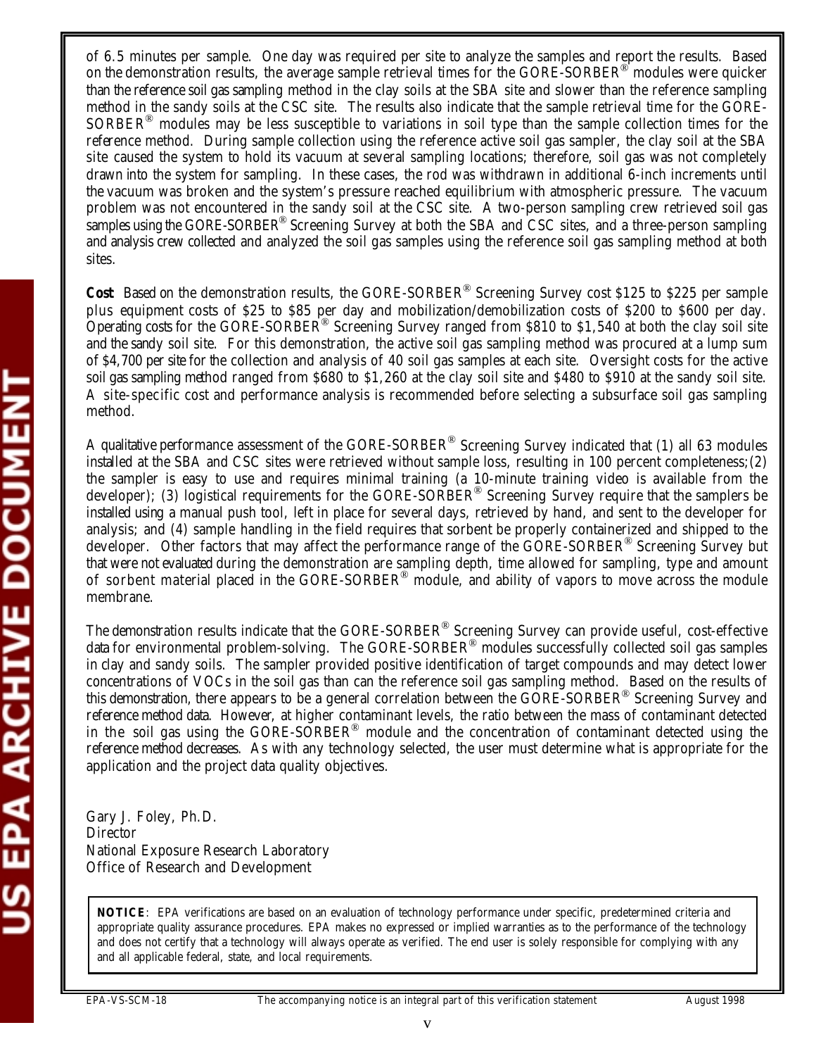of 6.5 minutes per sample. One day was required per site to analyze the samples and report the results. Based on the demonstration results, the average sample retrieval times for the GORE-SORBER® modules were quicker than the reference soil gas sampling method in the clay soils at the SBA site and slower than the reference sampling method in the sandy soils at the CSC site. The results also indicate that the sample retrieval time for the GORE-SORBER® modules may be less susceptible to variations in soil type than the sample collection times for the reference method. During sample collection using the reference active soil gas sampler, the clay soil at the SBA site caused the system to hold its vacuum at several sampling locations; therefore, soil gas was not completely drawn into the system for sampling. In these cases, the rod was withdrawn in additional 6-inch increments until the vacuum was broken and the system's pressure reached equilibrium with atmospheric pressure. The vacuum problem was not encountered in the sandy soil at the CSC site. A two-person sampling crew retrieved soil gas samples using the GORE-SORBER® Screening Survey at both the SBA and CSC sites, and a three-person sampling and analysis crew collected and analyzed the soil gas samples using the reference soil gas sampling method at both sites.

**Cost**: Based on the demonstration results, the GORE-SORBER® Screening Survey cost \$125 to \$225 per sample plus equipment costs of \$25 to \$85 per day and mobilization/demobilization costs of \$200 to \$600 per day. Operating costs for the GORE-SORBER® Screening Survey ranged from \$810 to \$1,540 at both the clay soil site and the sandy soil site. For this demonstration, the active soil gas sampling method was procured at a lump sum of \$4,700 per site for the collection and analysis of 40 soil gas samples at each site. Oversight costs for the active soil gas sampling method ranged from \$680 to \$1,260 at the clay soil site and \$480 to \$910 at the sandy soil site. A site-specific cost and performance analysis is recommended before selecting a subsurface soil gas sampling method.

A qualitative performance assessment of the GORE-SORBER® Screening Survey indicated that (1) all 63 modules installed at the SBA and CSC sites were retrieved without sample loss, resulting in 100 percent completeness; (2) the sampler is easy to use and requires minimal training (a 10-minute training video is available from the developer); (3) logistical requirements for the GORE-SORBER® Screening Survey require that the samplers be installed using a manual push tool, left in place for several days, retrieved by hand, and sent to the developer for analysis; and (4) sample handling in the field requires that sorbent be properly containerized and shipped to the developer. Other factors that may affect the performance range of the GORE-SORBER® Screening Survey but that were not evaluated during the demonstration are sampling depth, time allowed for sampling, type and amount of sorbent material placed in the GORE-SORBER® module, and ability of vapors to move across the module membrane.

The demonstration results indicate that the GORE-SORBER® Screening Survey can provide useful, cost-effective data for environmental problem-solving. The GORE-SORBER® modules successfully collected soil gas samples in clay and sandy soils. The sampler provided positive identification of target compounds and may detect lower concentrations of VOCs in the soil gas than can the reference soil gas sampling method. Based on the results of this demonstration, there appears to be a general correlation between the GORE-SORBER® Screening Survey and reference method data. However, at higher contaminant levels, the ratio between the mass of contaminant detected in the soil gas using the GORE-SORBER® module and the concentration of contaminant detected using the reference method decreases. As with any technology selected, the user must determine what is appropriate for the application and the project data quality objectives.

Gary J. Foley, Ph.D.
Director
National Exposure Research Laboratory
Office of Research and Development

**NOTICE**: EPA verifications are based on an evaluation of technology performance under specific, predetermined criteria and appropriate quality assurance procedures. EPA makes no expressed or implied warranties as to the performance of the technology and does not certify that a technology will always operate as verified. The end user is solely responsible for complying with any and all applicable federal, state, and local requirements.

EPA-VS-SCM-18 The accompanying notice is an integral part of this verification statement August 1998